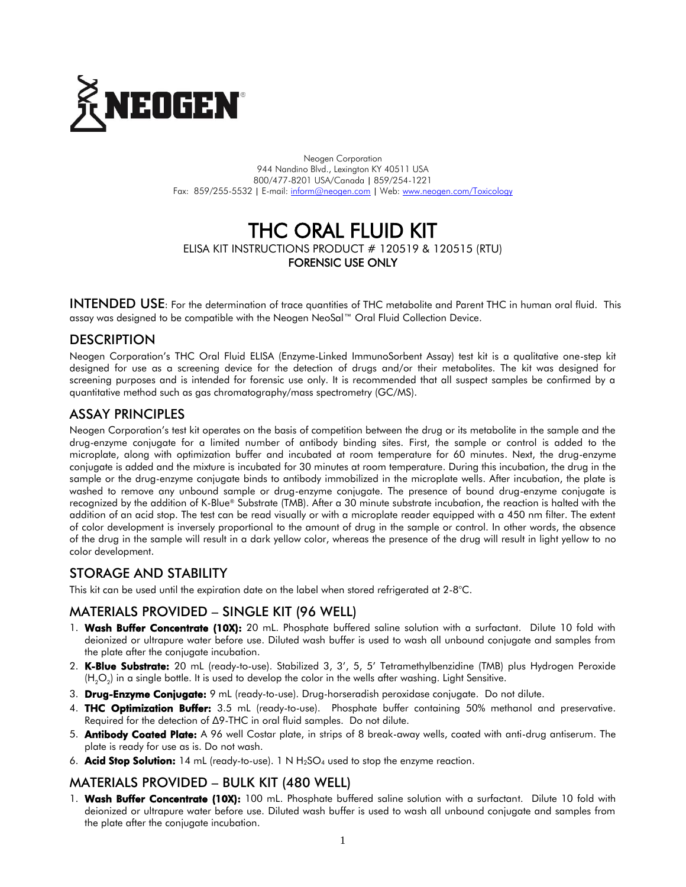NEOGEN®

Neogen Corporation
944 Nandino Blvd., Lexington KY 40511 USA
800/477-8201 USA/Canada | 859/254-1221
Fax: 859/255-5532 | E-mail: inform@neogen.com | Web: www.neogen.com/Toxicology

# THC ORAL FLUID KIT

ELISA KIT INSTRUCTIONS PRODUCT # 120519 & 120515 (RTU)

**FORENSIC USE ONLY**

**INTENDED USE**: For the determination of trace quantities of THC metabolite and Parent THC in human oral fluid. This assay was designed to be compatible with the Neogen NeoSal™ Oral Fluid Collection Device.

## DESCRIPTION

Neogen Corporation's THC Oral Fluid ELISA (Enzyme-Linked ImmunoSorbent Assay) test kit is a qualitative one-step kit designed for use as a screening device for the detection of drugs and/or their metabolites. The kit was designed for screening purposes and is intended for forensic use only. It is recommended that all suspect samples be confirmed by a quantitative method such as gas chromatography/mass spectrometry (GC/MS).

## ASSAY PRINCIPLES

Neogen Corporation's test kit operates on the basis of competition between the drug or its metabolite in the sample and the drug-enzyme conjugate for a limited number of antibody binding sites. First, the sample or control is added to the microplate, along with optimization buffer and incubated at room temperature for 60 minutes. Next, the drug-enzyme conjugate is added and the mixture is incubated for 30 minutes at room temperature. During this incubation, the drug in the sample or the drug-enzyme conjugate binds to antibody immobilized in the microplate wells. After incubation, the plate is washed to remove any unbound sample or drug-enzyme conjugate. The presence of bound drug-enzyme conjugate is recognized by the addition of K-Blue® Substrate (TMB). After a 30 minute substrate incubation, the reaction is halted with the addition of an acid stop. The test can be read visually or with a microplate reader equipped with a 450 nm filter. The extent of color development is inversely proportional to the amount of drug in the sample or control. In other words, the absence of the drug in the sample will result in a dark yellow color, whereas the presence of the drug will result in light yellow to no color development.

## STORAGE AND STABILITY

This kit can be used until the expiration date on the label when stored refrigerated at 2-8°C.

## MATERIALS PROVIDED – SINGLE KIT (96 WELL)

1. **Wash Buffer Concentrate (10X):** 20 mL. Phosphate buffered saline solution with a surfactant. Dilute 10 fold with deionized or ultrapure water before use. Diluted wash buffer is used to wash all unbound conjugate and samples from the plate after the conjugate incubation.
2. **K-Blue Substrate:** 20 mL (ready-to-use). Stabilized 3, 3', 5, 5' Tetramethylbenzidine (TMB) plus Hydrogen Peroxide ($H_2O_2$) in a single bottle. It is used to develop the color in the wells after washing. Light Sensitive.
3. **Drug-Enzyme Conjugate:** 9 mL (ready-to-use). Drug-horseradish peroxidase conjugate. Do not dilute.
4. **THC Optimization Buffer:** 3.5 mL (ready-to-use). Phosphate buffer containing 50% methanol and preservative. Required for the detection of Δ9-THC in oral fluid samples. Do not dilute.
5. **Antibody Coated Plate:** A 96 well Costar plate, in strips of 8 break-away wells, coated with anti-drug antiserum. The plate is ready for use as is. Do not wash.
6. **Acid Stop Solution:** 14 mL (ready-to-use). 1 N $H_2SO_4$ used to stop the enzyme reaction.

## MATERIALS PROVIDED – BULK KIT (480 WELL)

1. **Wash Buffer Concentrate (10X):** 100 mL. Phosphate buffered saline solution with a surfactant. Dilute 10 fold with deionized or ultrapure water before use. Diluted wash buffer is used to wash all unbound conjugate and samples from the plate after the conjugate incubation.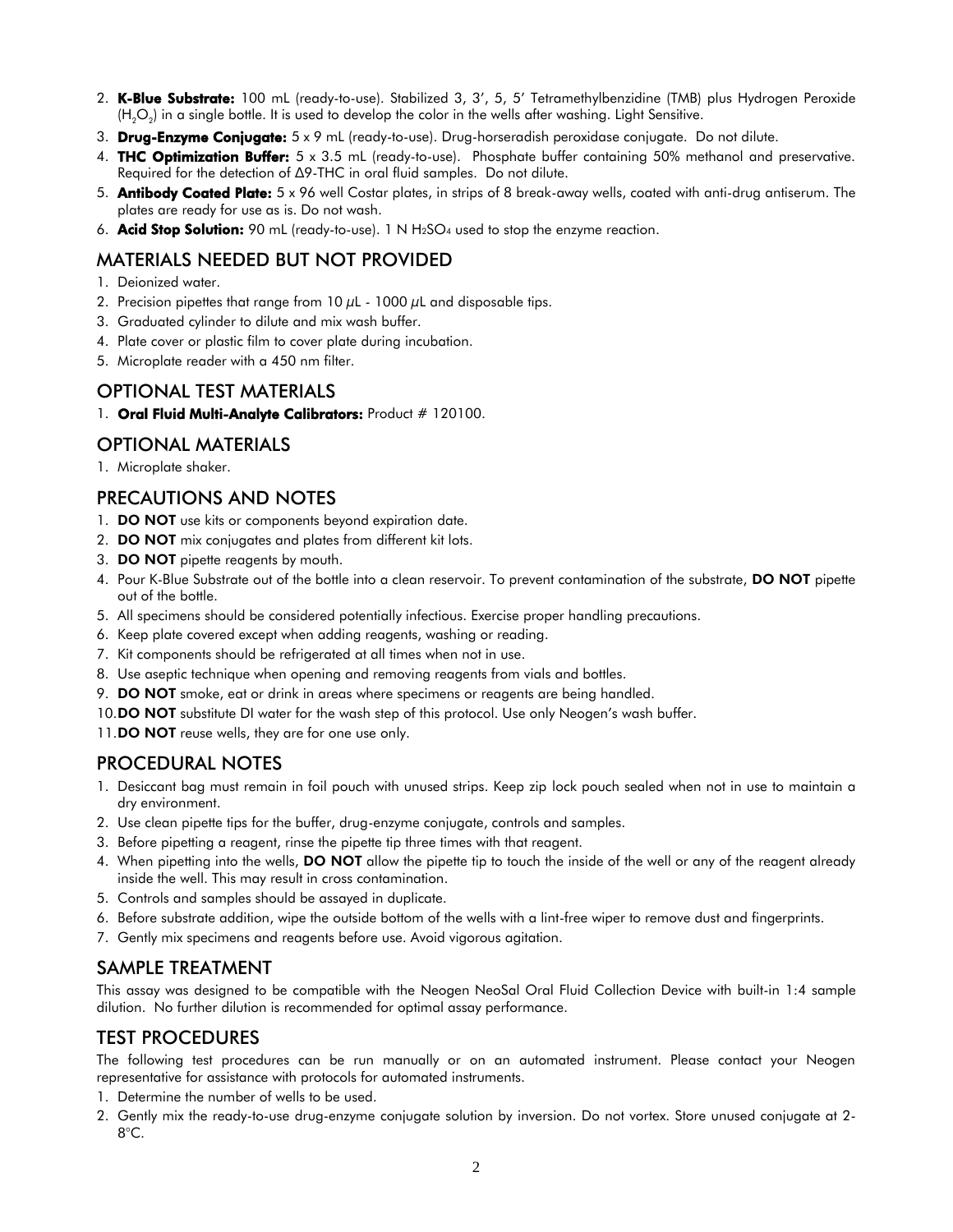2. **K-Blue Substrate:** 100 mL (ready-to-use). Stabilized 3, 3', 5, 5' Tetramethylbenzidine (TMB) plus Hydrogen Peroxide ($H_2O_2$) in a single bottle. It is used to develop the color in the wells after washing. Light Sensitive.
3. **Drug-Enzyme Conjugate:** 5 x 9 mL (ready-to-use). Drug-horseradish peroxidase conjugate. Do not dilute.
4. **THC Optimization Buffer:** 5 x 3.5 mL (ready-to-use). Phosphate buffer containing 50% methanol and preservative. Required for the detection of Δ9-THC in oral fluid samples. Do not dilute.
5. **Antibody Coated Plate:** 5 x 96 well Costar plates, in strips of 8 break-away wells, coated with anti-drug antiserum. The plates are ready for use as is. Do not wash.
6. **Acid Stop Solution:** 90 mL (ready-to-use). 1 N $H_2SO_4$ used to stop the enzyme reaction.

## MATERIALS NEEDED BUT NOT PROVIDED

1. Deionized water.
2. Precision pipettes that range from 10 µL - 1000 µL and disposable tips.
3. Graduated cylinder to dilute and mix wash buffer.
4. Plate cover or plastic film to cover plate during incubation.
5. Microplate reader with a 450 nm filter.

## OPTIONAL TEST MATERIALS

1. **Oral Fluid Multi-Analyte Calibrators:** Product # 120100.

## OPTIONAL MATERIALS

1. Microplate shaker.

## PRECAUTIONS AND NOTES

1. **DO NOT** use kits or components beyond expiration date.
2. **DO NOT** mix conjugates and plates from different kit lots.
3. **DO NOT** pipette reagents by mouth.
4. Pour K-Blue Substrate out of the bottle into a clean reservoir. To prevent contamination of the substrate, **DO NOT** pipette out of the bottle.
5. All specimens should be considered potentially infectious. Exercise proper handling precautions.
6. Keep plate covered except when adding reagents, washing or reading.
7. Kit components should be refrigerated at all times when not in use.
8. Use aseptic technique when opening and removing reagents from vials and bottles.
9. **DO NOT** smoke, eat or drink in areas where specimens or reagents are being handled.
10. **DO NOT** substitute DI water for the wash step of this protocol. Use only Neogen's wash buffer.
11. **DO NOT** reuse wells, they are for one use only.

## PROCEDURAL NOTES

1. Desiccant bag must remain in foil pouch with unused strips. Keep zip lock pouch sealed when not in use to maintain a dry environment.
2. Use clean pipette tips for the buffer, drug-enzyme conjugate, controls and samples.
3. Before pipetting a reagent, rinse the pipette tip three times with that reagent.
4. When pipetting into the wells, **DO NOT** allow the pipette tip to touch the inside of the well or any of the reagent already inside the well. This may result in cross contamination.
5. Controls and samples should be assayed in duplicate.
6. Before substrate addition, wipe the outside bottom of the wells with a lint-free wiper to remove dust and fingerprints.
7. Gently mix specimens and reagents before use. Avoid vigorous agitation.

## SAMPLE TREATMENT

This assay was designed to be compatible with the Neogen NeoSal Oral Fluid Collection Device with built-in 1:4 sample dilution. No further dilution is recommended for optimal assay performance.

## TEST PROCEDURES

The following test procedures can be run manually or on an automated instrument. Please contact your Neogen representative for assistance with protocols for automated instruments.

1. Determine the number of wells to be used.
2. Gently mix the ready-to-use drug-enzyme conjugate solution by inversion. Do not vortex. Store unused conjugate at 2-8°C.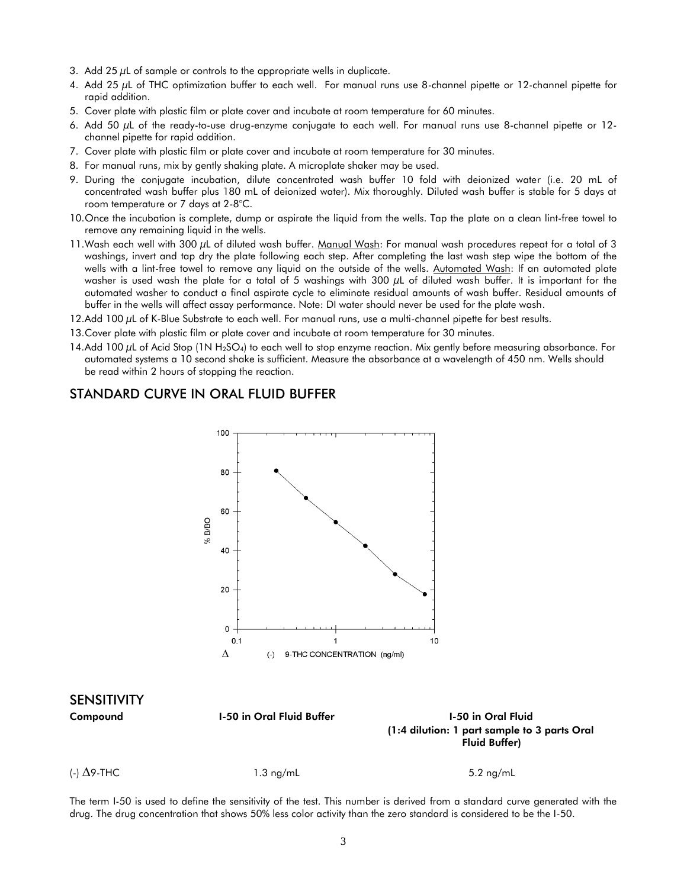3. Add 25 μL of sample or controls to the appropriate wells in duplicate.
4. Add 25 μL of THC optimization buffer to each well. For manual runs use 8-channel pipette or 12-channel pipette for rapid addition.
5. Cover plate with plastic film or plate cover and incubate at room temperature for 60 minutes.
6. Add 50 μL of the ready-to-use drug-enzyme conjugate to each well. For manual runs use 8-channel pipette or 12-channel pipette for rapid addition.
7. Cover plate with plastic film or plate cover and incubate at room temperature for 30 minutes.
8. For manual runs, mix by gently shaking plate. A microplate shaker may be used.
9. During the conjugate incubation, dilute concentrated wash buffer 10 fold with deionized water (i.e. 20 mL of concentrated wash buffer plus 180 mL of deionized water). Mix thoroughly. Diluted wash buffer is stable for 5 days at room temperature or 7 days at 2-8°C.
10. Once the incubation is complete, dump or aspirate the liquid from the wells. Tap the plate on a clean lint-free towel to remove any remaining liquid in the wells.
11. Wash each well with 300 μL of diluted wash buffer. Manual Wash: For manual wash procedures repeat for a total of 3 washings, invert and tap dry the plate following each step. After completing the last wash step wipe the bottom of the wells with a lint-free towel to remove any liquid on the outside of the wells. Automated Wash: If an automated plate washer is used wash the plate for a total of 5 washings with 300 μL of diluted wash buffer. It is important for the automated washer to conduct a final aspirate cycle to eliminate residual amounts of wash buffer. Residual amounts of buffer in the wells will affect assay performance. Note: DI water should never be used for the plate wash.
12. Add 100 μL of K-Blue Substrate to each well. For manual runs, use a multi-channel pipette for best results.
13. Cover plate with plastic film or plate cover and incubate at room temperature for 30 minutes.
14. Add 100 μL of Acid Stop (1N $H_2SO_4$) to each well to stop enzyme reaction. Mix gently before measuring absorbance. For automated systems a 10 second shake is sufficient. Measure the absorbance at a wavelength of 450 nm. Wells should be read within 2 hours of stopping the reaction.

## STANDARD CURVE IN ORAL FLUID BUFFER

% B/BO

Δ (-) 9-THC CONCENTRATION (ng/ml)

## SENSITIVITY

| Compound | I-50 in Oral Fluid Buffer | I-50 in Oral Fluid (1:4 dilution: 1 part sample to 3 parts Oral Fluid Buffer) |
|---|---|---|
| (-) Δ9-THC | 1.3 ng/mL | 5.2 ng/mL |

The term I-50 is used to define the sensitivity of the test. This number is derived from a standard curve generated with the drug. The drug concentration that shows 50% less color activity than the zero standard is considered to be the I-50.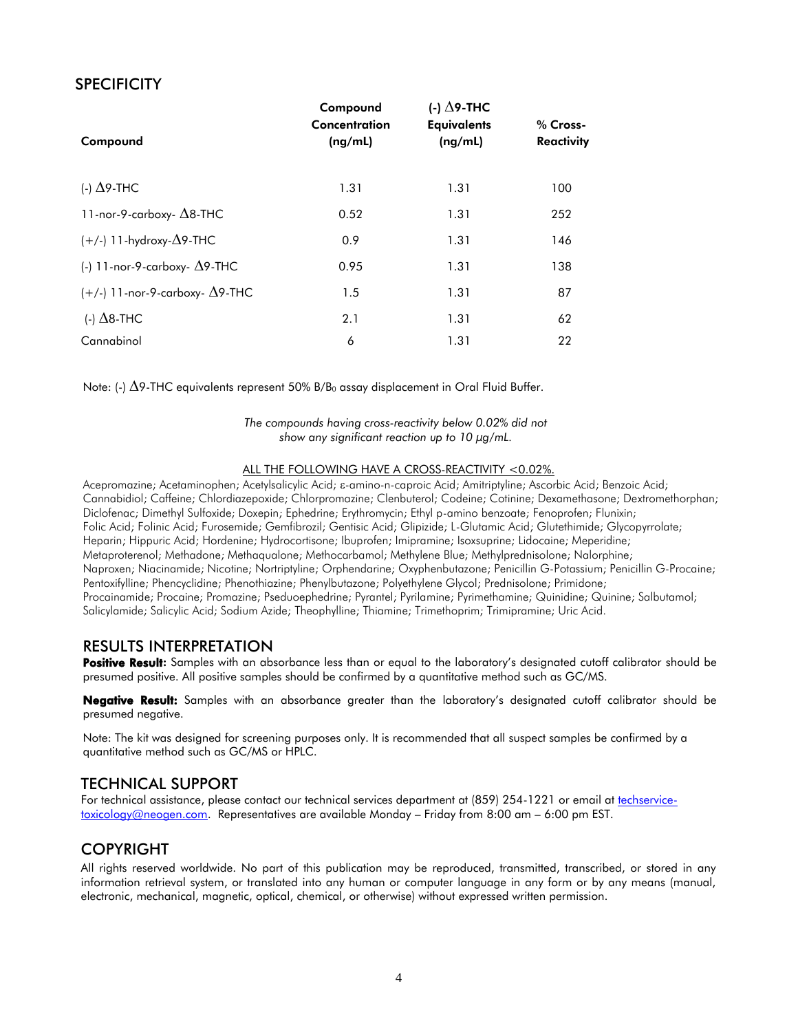## SPECIFICITY

| Compound | Compound Concentration (ng/mL) | (-) Δ9-THC Equivalents (ng/mL) | % Cross-Reactivity |
|---|---|---|---|
| (-) Δ9-THC | 1.31 | 1.31 | 100 |
| 11-nor-9-carboxy- Δ8-THC | 0.52 | 1.31 | 252 |
| (+/-) 11-hydroxy-Δ9-THC | 0.9 | 1.31 | 146 |
| (-) 11-nor-9-carboxy- Δ9-THC | 0.95 | 1.31 | 138 |
| (+/-) 11-nor-9-carboxy- Δ9-THC | 1.5 | 1.31 | 87 |
| (-) Δ8-THC | 2.1 | 1.31 | 62 |
| Cannabinol | 6 | 1.31 | 22 |

Note: (-) Δ9-THC equivalents represent 50% $B/B_0$ assay displacement in Oral Fluid Buffer.

*The compounds having cross-reactivity below 0.02% did not show any significant reaction up to 10 µg/mL.*

ALL THE FOLLOWING HAVE A CROSS-REACTIVITY <0.02%.

Acepromazine; Acetaminophen; Acetylsalicylic Acid; ε-amino-n-caproic Acid; Amitriptyline; Ascorbic Acid; Benzoic Acid; Cannabidiol; Caffeine; Chlordiazepoxide; Chlorpromazine; Clenbuterol; Codeine; Cotinine; Dexamethasone; Dextromethorphan; Diclofenac; Dimethyl Sulfoxide; Doxepin; Ephedrine; Erythromycin; Ethyl p-amino benzoate; Fenoprofen; Flunixin; Folic Acid; Folinic Acid; Furosemide; Gemfibrozil; Gentisic Acid; Glipizide; L-Glutamic Acid; Glutethimide; Glycopyrrolate; Heparin; Hippuric Acid; Hordenine; Hydrocortisone; Ibuprofen; Imipramine; Isoxsuprine; Lidocaine; Meperidine; Metaproterenol; Methadone; Methaqualone; Methocarbamol; Methylene Blue; Methylprednisolone; Nalorphine; Naproxen; Niacinamide; Nicotine; Nortriptyline; Orphendarine; Oxyphenbutazone; Penicillin G-Potassium; Penicillin G-Procaine; Pentoxifylline; Phencyclidine; Phenothiazine; Phenylbutazone; Polyethylene Glycol; Prednisolone; Primidone; Procainamide; Procaine; Promazine; Pseduoephedrine; Pyrantel; Pyrilamine; Pyrimethamine; Quinidine; Quinine; Salbutamol; Salicylamide; Salicylic Acid; Sodium Azide; Theophylline; Thiamine; Trimethoprim; Trimipramine; Uric Acid.

## RESULTS INTERPRETATION

**Positive Result:** Samples with an absorbance less than or equal to the laboratory's designated cutoff calibrator should be presumed positive. All positive samples should be confirmed by a quantitative method such as GC/MS.

**Negative Result:** Samples with an absorbance greater than the laboratory's designated cutoff calibrator should be presumed negative.

Note: The kit was designed for screening purposes only. It is recommended that all suspect samples be confirmed by a quantitative method such as GC/MS or HPLC.

## TECHNICAL SUPPORT

For technical assistance, please contact our technical services department at (859) 254-1221 or email at techservice-toxicology@neogen.com. Representatives are available Monday – Friday from 8:00 am – 6:00 pm EST.

## COPYRIGHT

All rights reserved worldwide. No part of this publication may be reproduced, transmitted, transcribed, or stored in any information retrieval system, or translated into any human or computer language in any form or by any means (manual, electronic, mechanical, magnetic, optical, chemical, or otherwise) without expressed written permission.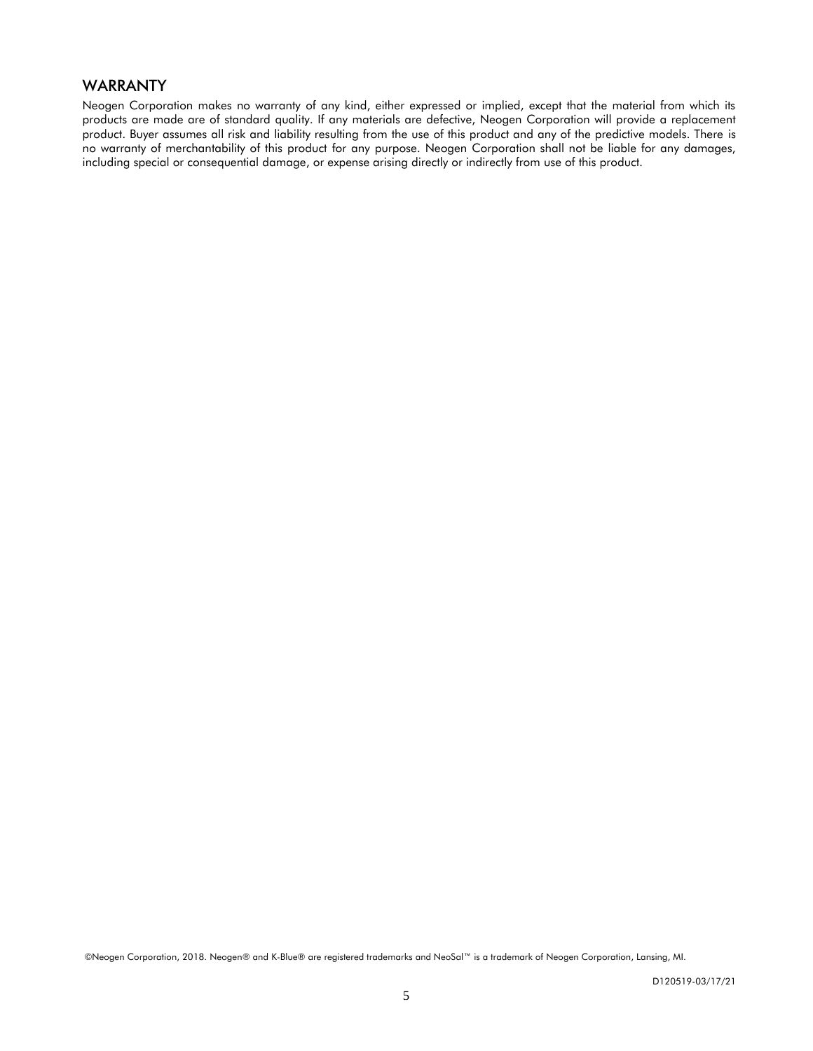## WARRANTY

Neogen Corporation makes no warranty of any kind, either expressed or implied, except that the material from which its products are made are of standard quality. If any materials are defective, Neogen Corporation will provide a replacement product. Buyer assumes all risk and liability resulting from the use of this product and any of the predictive models. There is no warranty of merchantability of this product for any purpose. Neogen Corporation shall not be liable for any damages, including special or consequential damage, or expense arising directly or indirectly from use of this product.

©Neogen Corporation, 2018. Neogen® and K-Blue® are registered trademarks and NeoSal™ is a trademark of Neogen Corporation, Lansing, MI.

D120519-03/17/21